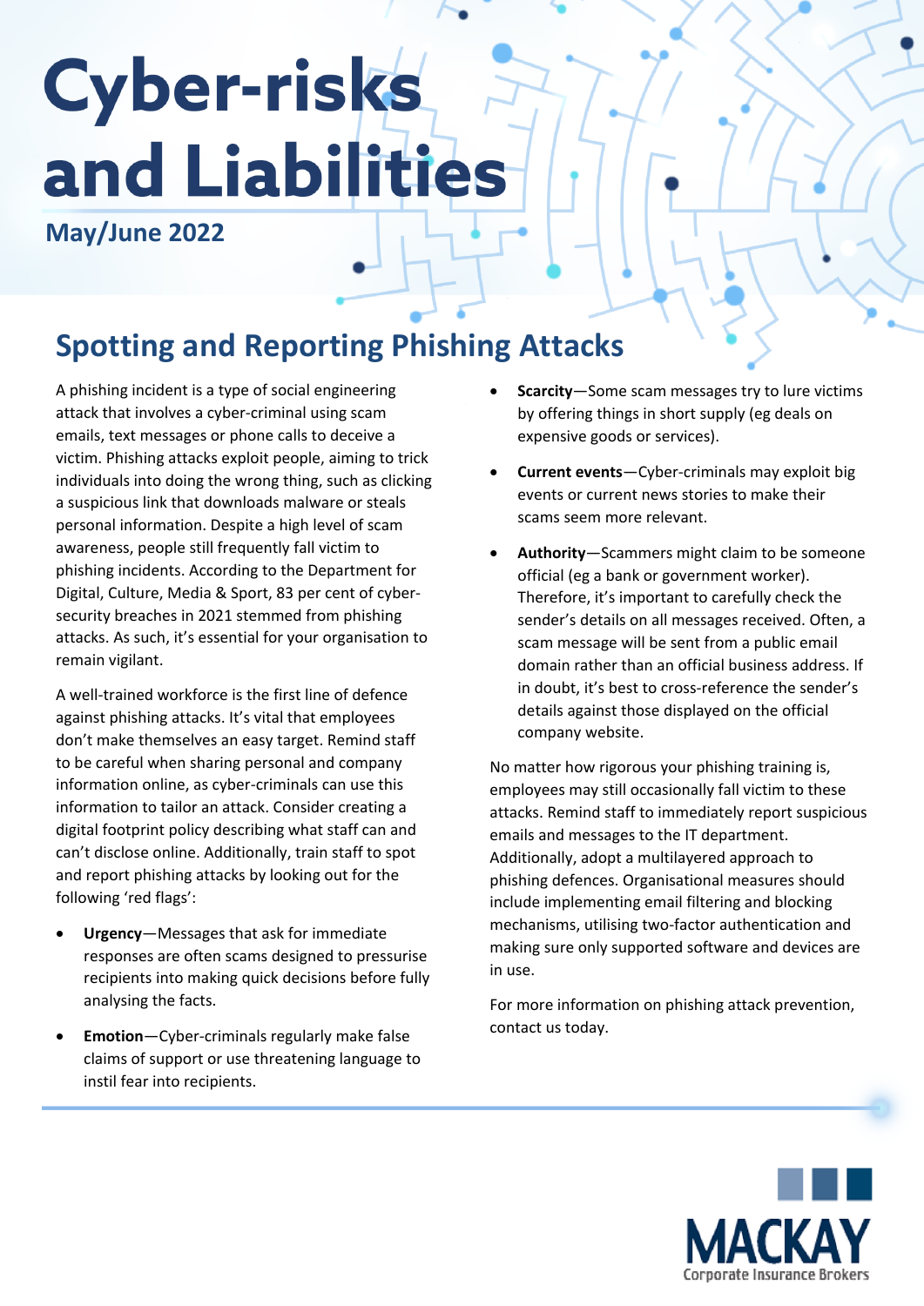# Cyber-risks and Liabilities

**May/June 2022**

## Spotting and Reporting Phishing Attacks

A phishing incident is a type of social engineering attack that involves a cyber-criminal using scam emails, text messages or phone calls to deceive a victim. Phishing attacks exploit people, aiming to trick individuals into doing the wrong thing, such as clicking a suspicious link that downloads malware or steals personal information. Despite a high level of scam awareness, people still frequently fall victim to phishing incidents. According to the Department for Digital, Culture, Media & Sport, 83 per cent of cyber-security breaches in 2021 stemmed from phishing attacks. As such, it's essential for your organisation to remain vigilant.

A well-trained workforce is the first line of defence against phishing attacks. It's vital that employees don't make themselves an easy target. Remind staff to be careful when sharing personal and company information online, as cyber-criminals can use this information to tailor an attack. Consider creating a digital footprint policy describing what staff can and can't disclose online. Additionally, train staff to spot and report phishing attacks by looking out for the following 'red flags':

- **Urgency**—Messages that ask for immediate responses are often scams designed to pressurise recipients into making quick decisions before fully analysing the facts.
- **Emotion**—Cyber-criminals regularly make false claims of support or use threatening language to instil fear into recipients.
- **Scarcity**—Some scam messages try to lure victims by offering things in short supply (eg deals on expensive goods or services).
- **Current events**—Cyber-criminals may exploit big events or current news stories to make their scams seem more relevant.
- **Authority**—Scammers might claim to be someone official (eg a bank or government worker). Therefore, it's important to carefully check the sender's details on all messages received. Often, a scam message will be sent from a public email domain rather than an official business address. If in doubt, it's best to cross-reference the sender's details against those displayed on the official company website.

No matter how rigorous your phishing training is, employees may still occasionally fall victim to these attacks. Remind staff to immediately report suspicious emails and messages to the IT department. Additionally, adopt a multilayered approach to phishing defences. Organisational measures should include implementing email filtering and blocking mechanisms, utilising two-factor authentication and making sure only supported software and devices are in use.

For more information on phishing attack prevention, contact us today.

MACKAY
Corporate Insurance Brokers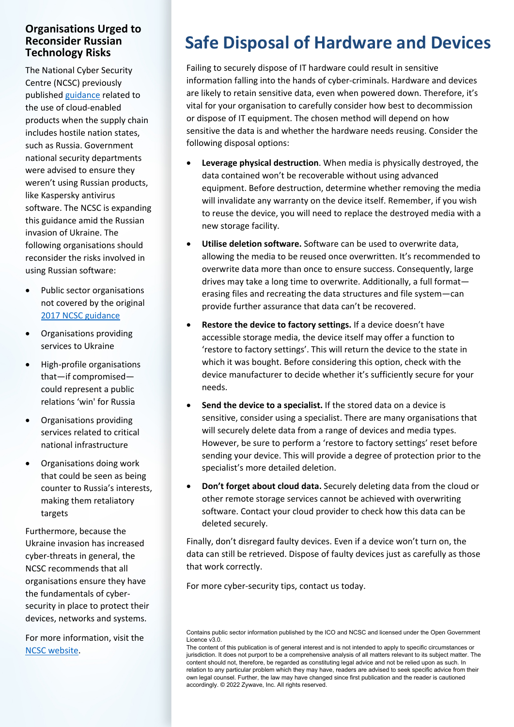## Organisations Urged to Reconsider Russian Technology Risks

The National Cyber Security Centre (NCSC) previously published guidance related to the use of cloud-enabled products when the supply chain includes hostile nation states, such as Russia. Government national security departments were advised to ensure they weren't using Russian products, like Kaspersky antivirus software. The NCSC is expanding this guidance amid the Russian invasion of Ukraine. The following organisations should reconsider the risks involved in using Russian software:

- Public sector organisations not covered by the original 2017 NCSC guidance
- Organisations providing services to Ukraine
- High-profile organisations that—if compromised—could represent a public relations 'win' for Russia
- Organisations providing services related to critical national infrastructure
- Organisations doing work that could be seen as being counter to Russia's interests, making them retaliatory targets

Furthermore, because the Ukraine invasion has increased cyber-threats in general, the NCSC recommends that all organisations ensure they have the fundamentals of cyber-security in place to protect their devices, networks and systems.

For more information, visit the NCSC website.

# Safe Disposal of Hardware and Devices

Failing to securely dispose of IT hardware could result in sensitive information falling into the hands of cyber-criminals. Hardware and devices are likely to retain sensitive data, even when powered down. Therefore, it's vital for your organisation to carefully consider how best to decommission or dispose of IT equipment. The chosen method will depend on how sensitive the data is and whether the hardware needs reusing. Consider the following disposal options:

- **Leverage physical destruction**. When media is physically destroyed, the data contained won't be recoverable without using advanced equipment. Before destruction, determine whether removing the media will invalidate any warranty on the device itself. Remember, if you wish to reuse the device, you will need to replace the destroyed media with a new storage facility.
- **Utilise deletion software.** Software can be used to overwrite data, allowing the media to be reused once overwritten. It's recommended to overwrite data more than once to ensure success. Consequently, large drives may take a long time to overwrite. Additionally, a full format—erasing files and recreating the data structures and file system—can provide further assurance that data can't be recovered.
- **Restore the device to factory settings.** If a device doesn't have accessible storage media, the device itself may offer a function to 'restore to factory settings'. This will return the device to the state in which it was bought. Before considering this option, check with the device manufacturer to decide whether it's sufficiently secure for your needs.
- **Send the device to a specialist.** If the stored data on a device is sensitive, consider using a specialist. There are many organisations that will securely delete data from a range of devices and media types. However, be sure to perform a 'restore to factory settings' reset before sending your device. This will provide a degree of protection prior to the specialist's more detailed deletion.
- **Don't forget about cloud data.** Securely deleting data from the cloud or other remote storage services cannot be achieved with overwriting software. Contact your cloud provider to check how this data can be deleted securely.

Finally, don't disregard faulty devices. Even if a device won't turn on, the data can still be retrieved. Dispose of faulty devices just as carefully as those that work correctly.

For more cyber-security tips, contact us today.

Contains public sector information published by the ICO and NCSC and licensed under the Open Government Licence v3.0.
The content of this publication is of general interest and is not intended to apply to specific circumstances or jurisdiction. It does not purport to be a comprehensive analysis of all matters relevant to its subject matter. The content should not, therefore, be regarded as constituting legal advice and not be relied upon as such. In relation to any particular problem which they may have, readers are advised to seek specific advice from their own legal counsel. Further, the law may have changed since first publication and the reader is cautioned accordingly. © 2022 Zywave, Inc. All rights reserved.